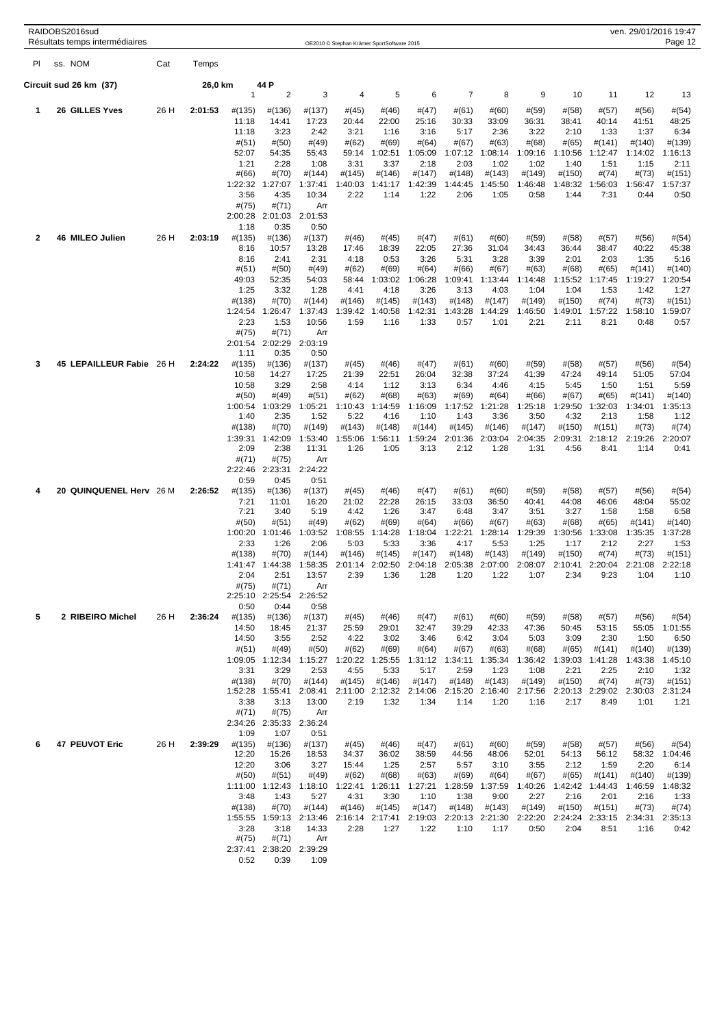## Circuit sud 26 km (37) — 26,0 km — 44 P

| Pl | ss. NOM | Cat | Temps | 1 | 2 | 3 | 4 | 5 | 6 | 7 | 8 | 9 | 10 | 11 | 12 | 13 |
|---|---|---|---|---|---|---|---|---|---|---|---|---|---|---|---|---|
| 1 | 26 GILLES Yves | 26 H | 2:01:53 | #(135) | #(136) | #(137) | #(45) | #(46) | #(47) | #(61) | #(60) | #(59) | #(58) | #(57) | #(56) | #(54) |
| | | | | 11:18 | 14:41 | 17:23 | 20:44 | 22:00 | 25:16 | 30:33 | 33:09 | 36:31 | 38:41 | 40:14 | 41:51 | 48:25 |
| | | | | 11:18 | 3:23 | 2:42 | 3:21 | 1:16 | 3:16 | 5:17 | 2:36 | 3:22 | 2:10 | 1:33 | 1:37 | 6:34 |
| | | | | #(51) | #(50) | #(49) | #(62) | #(69) | #(64) | #(67) | #(63) | #(68) | #(65) | #(141) | #(140) | #(139) |
| | | | | 52:07 | 54:35 | 55:43 | 59:14 | 1:02:51 | 1:05:09 | 1:07:12 | 1:08:14 | 1:09:16 | 1:10:56 | 1:12:47 | 1:14:02 | 1:16:13 |
| | | | | 1:21 | 2:28 | 1:08 | 3:31 | 3:37 | 2:18 | 2:03 | 1:02 | 1:02 | 1:40 | 1:51 | 1:15 | 2:11 |
| | | | | #(66) | #(70) | #(144) | #(145) | #(146) | #(147) | #(148) | #(143) | #(149) | #(150) | #(74) | #(73) | #(151) |
| | | | | 1:22:32 | 1:27:07 | 1:37:41 | 1:40:03 | 1:41:17 | 1:42:39 | 1:44:45 | 1:45:50 | 1:46:48 | 1:48:32 | 1:56:03 | 1:56:47 | 1:57:37 |
| | | | | 3:56 | 4:35 | 10:34 | 2:22 | 1:14 | 1:22 | 2:06 | 1:05 | 0:58 | 1:44 | 7:31 | 0:44 | 0:50 |
| | | | | #(75) | #(71) | Arr | | | | | | | | | | |
| | | | | 2:00:28 | 2:01:03 | 2:01:53 | | | | | | | | | | |
| | | | | 1:18 | 0:35 | 0:50 | | | | | | | | | | |
| 2 | 46 MILEO Julien | 26 H | 2:03:19 | #(135) | #(136) | #(137) | #(46) | #(45) | #(47) | #(61) | #(60) | #(59) | #(58) | #(57) | #(56) | #(54) |
| | | | | 8:16 | 10:57 | 13:28 | 17:46 | 18:39 | 22:05 | 27:36 | 31:04 | 34:43 | 36:44 | 38:47 | 40:22 | 45:38 |
| | | | | 8:16 | 2:41 | 2:31 | 4:18 | 0:53 | 3:26 | 5:31 | 3:28 | 3:39 | 2:01 | 2:03 | 1:35 | 5:16 |
| | | | | #(51) | #(50) | #(49) | #(62) | #(69) | #(64) | #(66) | #(67) | #(63) | #(68) | #(65) | #(141) | #(140) |
| | | | | 49:03 | 52:35 | 54:03 | 58:44 | 1:03:02 | 1:06:28 | 1:09:41 | 1:13:44 | 1:14:48 | 1:15:52 | 1:17:45 | 1:19:27 | 1:20:54 |
| | | | | 1:25 | 3:32 | 1:28 | 4:41 | 4:18 | 3:26 | 3:13 | 4:03 | 1:04 | 1:04 | 1:53 | 1:42 | 1:27 |
| | | | | #(138) | #(70) | #(144) | #(146) | #(145) | #(143) | #(148) | #(147) | #(149) | #(150) | #(74) | #(73) | #(151) |
| | | | | 1:24:54 | 1:26:47 | 1:37:43 | 1:39:42 | 1:40:58 | 1:42:31 | 1:43:28 | 1:44:29 | 1:46:50 | 1:49:01 | 1:57:22 | 1:58:10 | 1:59:07 |
| | | | | 2:23 | 1:53 | 10:56 | 1:59 | 1:16 | 1:33 | 0:57 | 1:01 | 2:21 | 2:11 | 8:21 | 0:48 | 0:57 |
| | | | | #(75) | #(71) | Arr | | | | | | | | | | |
| | | | | 2:01:54 | 2:02:29 | 2:03:19 | | | | | | | | | | |
| | | | | 1:11 | 0:35 | 0:50 | | | | | | | | | | |
| 3 | 45 LEPAILLEUR Fabie | 26 H | 2:24:22 | #(135) | #(136) | #(137) | #(45) | #(46) | #(47) | #(61) | #(60) | #(59) | #(58) | #(57) | #(56) | #(54) |
| | | | | 10:58 | 14:27 | 17:25 | 21:39 | 22:51 | 26:04 | 32:38 | 37:24 | 41:39 | 47:24 | 49:14 | 51:05 | 57:04 |
| | | | | 10:58 | 3:29 | 2:58 | 4:14 | 1:12 | 3:13 | 6:34 | 4:46 | 4:15 | 5:45 | 1:50 | 1:51 | 5:59 |
| | | | | #(50) | #(49) | #(51) | #(62) | #(68) | #(63) | #(69) | #(64) | #(66) | #(67) | #(65) | #(141) | #(140) |
| | | | | 1:00:54 | 1:03:29 | 1:05:21 | 1:10:43 | 1:14:59 | 1:16:09 | 1:17:52 | 1:21:28 | 1:25:18 | 1:29:50 | 1:32:03 | 1:34:01 | 1:35:13 |
| | | | | 1:40 | 2:35 | 1:52 | 5:22 | 4:16 | 1:10 | 1:43 | 3:36 | 3:50 | 4:32 | 2:13 | 1:58 | 1:12 |
| | | | | #(138) | #(70) | #(149) | #(143) | #(148) | #(144) | #(145) | #(146) | #(147) | #(150) | #(151) | #(73) | #(74) |
| | | | | 1:39:31 | 1:42:09 | 1:53:40 | 1:55:06 | 1:56:11 | 1:59:24 | 2:01:36 | 2:03:04 | 2:04:35 | 2:09:31 | 2:18:12 | 2:19:26 | 2:20:07 |
| | | | | 2:09 | 2:38 | 11:31 | 1:26 | 1:05 | 3:13 | 2:12 | 1:28 | 1:31 | 4:56 | 8:41 | 1:14 | 0:41 |
| | | | | #(71) | #(75) | Arr | | | | | | | | | | |
| | | | | 2:22:46 | 2:23:31 | 2:24:22 | | | | | | | | | | |
| | | | | 0:59 | 0:45 | 0:51 | | | | | | | | | | |
| 4 | 20 QUINQUENEL Herv | 26 M | 2:26:52 | #(135) | #(136) | #(137) | #(45) | #(46) | #(47) | #(61) | #(60) | #(59) | #(58) | #(57) | #(56) | #(54) |
| | | | | 7:21 | 11:01 | 16:20 | 21:02 | 22:28 | 26:15 | 33:03 | 36:50 | 40:41 | 44:08 | 46:06 | 48:04 | 55:02 |
| | | | | 7:21 | 3:40 | 5:19 | 4:42 | 1:26 | 3:47 | 6:48 | 3:47 | 3:51 | 3:27 | 1:58 | 1:58 | 6:58 |
| | | | | #(50) | #(51) | #(49) | #(62) | #(69) | #(64) | #(66) | #(67) | #(63) | #(68) | #(65) | #(141) | #(140) |
| | | | | 1:00:20 | 1:01:46 | 1:03:52 | 1:08:55 | 1:14:28 | 1:18:04 | 1:22:21 | 1:28:14 | 1:29:39 | 1:30:56 | 1:33:08 | 1:35:35 | 1:37:28 |
| | | | | 2:33 | 1:26 | 2:06 | 5:03 | 5:33 | 3:36 | 4:17 | 5:53 | 1:25 | 1:17 | 2:12 | 2:27 | 1:53 |
| | | | | #(138) | #(70) | #(144) | #(146) | #(145) | #(147) | #(148) | #(143) | #(149) | #(150) | #(74) | #(73) | #(151) |
| | | | | 1:41:47 | 1:44:38 | 1:58:35 | 2:01:14 | 2:02:50 | 2:04:18 | 2:05:38 | 2:07:00 | 2:08:07 | 2:10:41 | 2:20:04 | 2:21:08 | 2:22:18 |
| | | | | 2:04 | 2:51 | 13:57 | 2:39 | 1:36 | 1:28 | 1:20 | 1:22 | 1:07 | 2:34 | 9:23 | 1:04 | 1:10 |
| | | | | #(75) | #(71) | Arr | | | | | | | | | | |
| | | | | 2:25:10 | 2:25:54 | 2:26:52 | | | | | | | | | | |
| | | | | 0:50 | 0:44 | 0:58 | | | | | | | | | | |
| 5 | 2 RIBEIRO Michel | 26 H | 2:36:24 | #(135) | #(136) | #(137) | #(45) | #(46) | #(47) | #(61) | #(60) | #(59) | #(58) | #(57) | #(56) | #(54) |
| | | | | 14:50 | 18:45 | 21:37 | 25:59 | 29:01 | 32:47 | 39:29 | 42:33 | 47:36 | 50:45 | 53:15 | 55:05 | 1:01:55 |
| | | | | 14:50 | 3:55 | 2:52 | 4:22 | 3:02 | 3:46 | 6:42 | 3:04 | 5:03 | 3:09 | 2:30 | 1:50 | 6:50 |
| | | | | #(51) | #(49) | #(50) | #(62) | #(69) | #(64) | #(67) | #(63) | #(68) | #(65) | #(141) | #(140) | #(139) |
| | | | | 1:09:05 | 1:12:34 | 1:15:27 | 1:20:22 | 1:25:55 | 1:31:12 | 1:34:11 | 1:35:34 | 1:36:42 | 1:39:03 | 1:41:28 | 1:43:38 | 1:45:10 |
| | | | | 3:31 | 3:29 | 2:53 | 4:55 | 5:33 | 5:17 | 2:59 | 1:23 | 1:08 | 2:21 | 2:25 | 2:10 | 1:32 |
| | | | | #(138) | #(70) | #(144) | #(145) | #(146) | #(147) | #(148) | #(143) | #(149) | #(150) | #(74) | #(73) | #(151) |
| | | | | 1:52:28 | 1:55:41 | 2:08:41 | 2:11:00 | 2:12:32 | 2:14:06 | 2:15:20 | 2:16:40 | 2:17:56 | 2:20:13 | 2:29:02 | 2:30:03 | 2:31:24 |
| | | | | 3:38 | 3:13 | 13:00 | 2:19 | 1:32 | 1:34 | 1:14 | 1:20 | 1:16 | 2:17 | 8:49 | 1:01 | 1:21 |
| | | | | #(71) | #(75) | Arr | | | | | | | | | | |
| | | | | 2:34:26 | 2:35:33 | 2:36:24 | | | | | | | | | | |
| | | | | 1:09 | 1:07 | 0:51 | | | | | | | | | | |
| 6 | 47 PEUVOT Eric | 26 H | 2:39:29 | #(135) | #(136) | #(137) | #(45) | #(46) | #(47) | #(61) | #(60) | #(59) | #(58) | #(57) | #(56) | #(54) |
| | | | | 12:20 | 15:26 | 18:53 | 34:37 | 36:02 | 38:59 | 44:56 | 48:06 | 52:01 | 54:13 | 56:12 | 58:32 | 1:04:46 |
| | | | | 12:20 | 3:06 | 3:27 | 15:44 | 1:25 | 2:57 | 5:57 | 3:10 | 3:55 | 2:12 | 1:59 | 2:20 | 6:14 |
| | | | | #(50) | #(51) | #(49) | #(62) | #(68) | #(63) | #(69) | #(64) | #(67) | #(65) | #(141) | #(140) | #(139) |
| | | | | 1:11:00 | 1:12:43 | 1:18:10 | 1:22:41 | 1:26:11 | 1:27:21 | 1:28:59 | 1:37:59 | 1:40:26 | 1:42:42 | 1:44:43 | 1:46:59 | 1:48:32 |
| | | | | 3:48 | 1:43 | 5:27 | 4:31 | 3:30 | 1:10 | 1:38 | 9:00 | 2:27 | 2:16 | 2:01 | 2:16 | 1:33 |
| | | | | #(138) | #(70) | #(144) | #(146) | #(145) | #(147) | #(148) | #(143) | #(149) | #(150) | #(151) | #(73) | #(74) |
| | | | | 1:55:55 | 1:59:13 | 2:13:46 | 2:16:14 | 2:17:41 | 2:19:03 | 2:20:13 | 2:21:30 | 2:22:20 | 2:24:24 | 2:33:15 | 2:34:31 | 2:35:13 |
| | | | | 3:28 | 3:18 | 14:33 | 2:28 | 1:27 | 1:22 | 1:10 | 1:17 | 0:50 | 2:04 | 8:51 | 1:16 | 0:42 |
| | | | | #(75) | #(71) | Arr | | | | | | | | | | |
| | | | | 2:37:41 | 2:38:20 | 2:39:29 | | | | | | | | | | |
| | | | | 0:52 | 0:39 | 1:09 | | | | | | | | | | |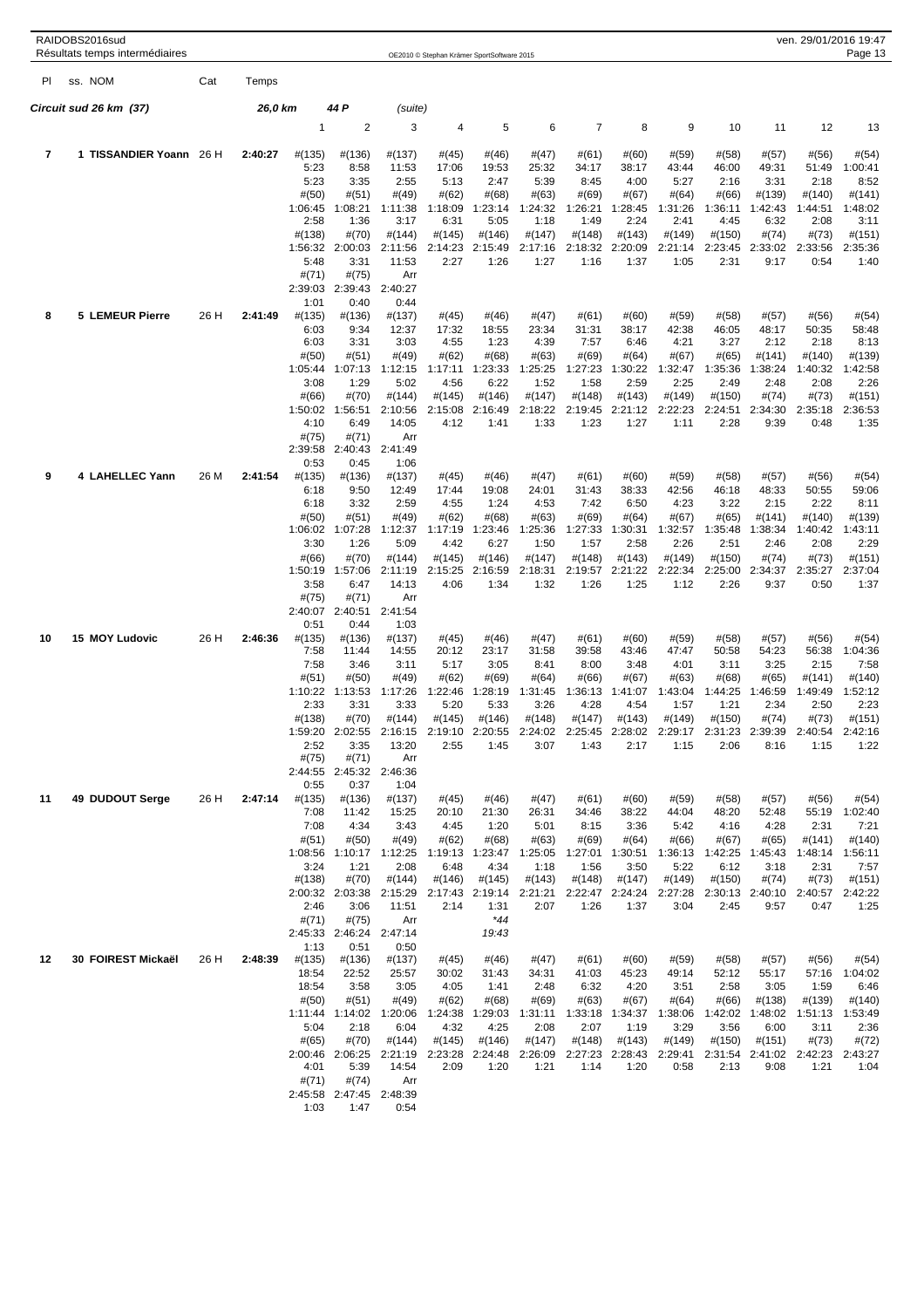**Circuit sud 26 km (37)** — 26,0 km — 44 P — (suite)

| Pl | ss. NOM | Cat | Temps | 1 | 2 | 3 | 4 | 5 | 6 | 7 | 8 | 9 | 10 | 11 | 12 | 13 |
|---|---|---|---|---|---|---|---|---|---|---|---|---|---|---|---|---|
| **7** | **1 TISSANDIER Yoann** | 26 H | **2:40:27** | #(135) | #(136) | #(137) | #(45) | #(46) | #(47) | #(61) | #(60) | #(59) | #(58) | #(57) | #(56) | #(54) |
| | | | | 5:23 | 8:58 | 11:53 | 17:06 | 19:53 | 25:32 | 34:17 | 38:17 | 43:44 | 46:00 | 49:31 | 51:49 | 1:00:41 |
| | | | | 5:23 | 3:35 | 2:55 | 5:13 | 2:47 | 5:39 | 8:45 | 4:00 | 5:27 | 2:16 | 3:31 | 2:18 | 8:52 |
| | | | | #(50) | #(51) | #(49) | #(62) | #(68) | #(63) | #(69) | #(67) | #(64) | #(66) | #(139) | #(140) | #(141) |
| | | | | 1:06:45 | 1:08:21 | 1:11:38 | 1:18:09 | 1:23:14 | 1:24:32 | 1:26:21 | 1:28:45 | 1:31:26 | 1:36:11 | 1:42:43 | 1:44:51 | 1:48:02 |
| | | | | 2:58 | 1:36 | 3:17 | 6:31 | 5:05 | 1:18 | 1:49 | 2:24 | 2:41 | 4:45 | 6:32 | 2:08 | 3:11 |
| | | | | #(138) | #(70) | #(144) | #(145) | #(146) | #(147) | #(148) | #(143) | #(149) | #(150) | #(74) | #(73) | #(151) |
| | | | | 1:56:32 | 2:00:03 | 2:11:56 | 2:14:23 | 2:15:49 | 2:17:16 | 2:18:32 | 2:20:09 | 2:21:14 | 2:23:45 | 2:33:02 | 2:33:56 | 2:35:36 |
| | | | | 5:48 | 3:31 | 11:53 | 2:27 | 1:26 | 1:27 | 1:16 | 1:37 | 1:05 | 2:31 | 9:17 | 0:54 | 1:40 |
| | | | | #(71) | #(75) | Arr | | | | | | | | | | |
| | | | | 2:39:03 | 2:39:43 | 2:40:27 | | | | | | | | | | |
| | | | | 1:01 | 0:40 | 0:44 | | | | | | | | | | |
| **8** | **5 LEMEUR Pierre** | 26 H | **2:41:49** | #(135) | #(136) | #(137) | #(45) | #(46) | #(47) | #(61) | #(60) | #(59) | #(58) | #(57) | #(56) | #(54) |
| | | | | 6:03 | 9:34 | 12:37 | 17:32 | 18:55 | 23:34 | 31:31 | 38:17 | 42:38 | 46:05 | 48:17 | 50:35 | 58:48 |
| | | | | 6:03 | 3:31 | 3:03 | 4:55 | 1:23 | 4:39 | 7:57 | 6:46 | 4:21 | 3:27 | 2:12 | 2:18 | 8:13 |
| | | | | #(50) | #(51) | #(49) | #(62) | #(68) | #(63) | #(69) | #(64) | #(67) | #(65) | #(141) | #(140) | #(139) |
| | | | | 1:05:44 | 1:07:13 | 1:12:15 | 1:17:11 | 1:23:33 | 1:25:25 | 1:27:23 | 1:30:22 | 1:32:47 | 1:35:36 | 1:38:24 | 1:40:32 | 1:42:58 |
| | | | | 3:08 | 1:29 | 5:02 | 4:56 | 6:22 | 1:52 | 1:58 | 2:59 | 2:25 | 2:49 | 2:48 | 2:08 | 2:26 |
| | | | | #(66) | #(70) | #(144) | #(145) | #(146) | #(147) | #(148) | #(143) | #(149) | #(150) | #(74) | #(73) | #(151) |
| | | | | 1:50:02 | 1:56:51 | 2:10:56 | 2:15:08 | 2:16:49 | 2:18:22 | 2:19:45 | 2:21:12 | 2:22:23 | 2:24:51 | 2:34:30 | 2:35:18 | 2:36:53 |
| | | | | 4:10 | 6:49 | 14:05 | 4:12 | 1:41 | 1:33 | 1:23 | 1:27 | 1:11 | 2:28 | 9:39 | 0:48 | 1:35 |
| | | | | #(75) | #(71) | Arr | | | | | | | | | | |
| | | | | 2:39:58 | 2:40:43 | 2:41:49 | | | | | | | | | | |
| | | | | 0:53 | 0:45 | 1:06 | | | | | | | | | | |
| **9** | **4 LAHELLEC Yann** | 26 M | **2:41:54** | #(135) | #(136) | #(137) | #(45) | #(46) | #(47) | #(61) | #(60) | #(59) | #(58) | #(57) | #(56) | #(54) |
| | | | | 6:18 | 9:50 | 12:49 | 17:44 | 19:08 | 24:01 | 31:43 | 38:33 | 42:56 | 46:18 | 48:33 | 50:55 | 59:06 |
| | | | | 6:18 | 3:32 | 2:59 | 4:55 | 1:24 | 4:53 | 7:42 | 6:50 | 4:23 | 3:22 | 2:15 | 2:22 | 8:11 |
| | | | | #(50) | #(51) | #(49) | #(62) | #(68) | #(63) | #(69) | #(64) | #(67) | #(65) | #(141) | #(140) | #(139) |
| | | | | 1:06:02 | 1:07:28 | 1:12:37 | 1:17:19 | 1:23:46 | 1:25:36 | 1:27:33 | 1:30:31 | 1:32:57 | 1:35:48 | 1:38:34 | 1:40:42 | 1:43:11 |
| | | | | 3:30 | 1:26 | 5:09 | 4:42 | 6:27 | 1:50 | 1:57 | 2:58 | 2:26 | 2:51 | 2:46 | 2:08 | 2:29 |
| | | | | #(66) | #(70) | #(144) | #(145) | #(146) | #(147) | #(148) | #(143) | #(149) | #(150) | #(74) | #(73) | #(151) |
| | | | | 1:50:19 | 1:57:06 | 2:11:19 | 2:15:25 | 2:16:59 | 2:18:31 | 2:19:57 | 2:21:22 | 2:22:34 | 2:25:00 | 2:34:37 | 2:35:27 | 2:37:04 |
| | | | | 3:58 | 6:47 | 14:13 | 4:06 | 1:34 | 1:32 | 1:26 | 1:25 | 1:12 | 2:26 | 9:37 | 0:50 | 1:37 |
| | | | | #(75) | #(71) | Arr | | | | | | | | | | |
| | | | | 2:40:07 | 2:40:51 | 2:41:54 | | | | | | | | | | |
| | | | | 0:51 | 0:44 | 1:03 | | | | | | | | | | |
| **10** | **15 MOY Ludovic** | 26 H | **2:46:36** | #(135) | #(136) | #(137) | #(45) | #(46) | #(47) | #(61) | #(60) | #(59) | #(58) | #(57) | #(56) | #(54) |
| | | | | 7:58 | 11:44 | 14:55 | 20:12 | 23:17 | 31:58 | 39:58 | 43:46 | 47:47 | 50:58 | 54:23 | 56:38 | 1:04:36 |
| | | | | 7:58 | 3:46 | 3:11 | 5:17 | 3:05 | 8:41 | 8:00 | 3:48 | 4:01 | 3:11 | 3:25 | 2:15 | 7:58 |
| | | | | #(51) | #(50) | #(49) | #(62) | #(69) | #(64) | #(66) | #(67) | #(63) | #(68) | #(65) | #(141) | #(140) |
| | | | | 1:10:22 | 1:13:53 | 1:17:26 | 1:22:46 | 1:28:19 | 1:31:45 | 1:36:13 | 1:41:07 | 1:43:04 | 1:44:25 | 1:46:59 | 1:49:49 | 1:52:12 |
| | | | | 2:33 | 3:31 | 3:33 | 5:20 | 5:33 | 3:26 | 4:28 | 4:54 | 1:57 | 1:21 | 2:34 | 2:50 | 2:23 |
| | | | | #(138) | #(70) | #(144) | #(145) | #(146) | #(148) | #(147) | #(143) | #(149) | #(150) | #(74) | #(73) | #(151) |
| | | | | 1:59:20 | 2:02:55 | 2:16:15 | 2:19:10 | 2:20:55 | 2:24:02 | 2:25:45 | 2:28:02 | 2:29:17 | 2:31:23 | 2:39:39 | 2:40:54 | 2:42:16 |
| | | | | 2:52 | 3:35 | 13:20 | 2:55 | 1:45 | 3:07 | 1:43 | 2:17 | 1:15 | 2:06 | 8:16 | 1:15 | 1:22 |
| | | | | #(75) | #(71) | Arr | | | | | | | | | | |
| | | | | 2:44:55 | 2:45:32 | 2:46:36 | | | | | | | | | | |
| | | | | 0:55 | 0:37 | 1:04 | | | | | | | | | | |
| **11** | **49 DUDOUT Serge** | 26 H | **2:47:14** | #(135) | #(136) | #(137) | #(45) | #(46) | #(47) | #(61) | #(60) | #(59) | #(58) | #(57) | #(56) | #(54) |
| | | | | 7:08 | 11:42 | 15:25 | 20:10 | 21:30 | 26:31 | 34:46 | 38:22 | 44:04 | 48:20 | 52:48 | 55:19 | 1:02:40 |
| | | | | 7:08 | 4:34 | 3:43 | 4:45 | 1:20 | 5:01 | 8:15 | 3:36 | 5:42 | 4:16 | 4:28 | 2:31 | 7:21 |
| | | | | #(51) | #(50) | #(49) | #(62) | #(68) | #(63) | #(69) | #(64) | #(66) | #(67) | #(65) | #(141) | #(140) |
| | | | | 1:08:56 | 1:10:17 | 1:12:25 | 1:19:13 | 1:23:47 | 1:25:05 | 1:27:01 | 1:30:51 | 1:36:13 | 1:42:25 | 1:45:43 | 1:48:14 | 1:56:11 |
| | | | | 3:24 | 1:21 | 2:08 | 6:48 | 4:34 | 1:18 | 1:56 | 3:50 | 5:22 | 6:12 | 3:18 | 2:31 | 7:57 |
| | | | | #(138) | #(70) | #(144) | #(146) | #(145) | #(143) | #(148) | #(147) | #(149) | #(150) | #(74) | #(73) | #(151) |
| | | | | 2:00:32 | 2:03:38 | 2:15:29 | 2:17:43 | 2:19:14 | 2:21:21 | 2:22:47 | 2:24:24 | 2:27:28 | 2:30:13 | 2:40:10 | 2:40:57 | 2:42:22 |
| | | | | 2:46 | 3:06 | 11:51 | 2:14 | 1:31 | 2:07 | 1:26 | 1:37 | 3:04 | 2:45 | 9:57 | 0:47 | 1:25 |
| | | | | #(71) | #(75) | Arr | | *44 | | | | | | | | |
| | | | | 2:45:33 | 2:46:24 | 2:47:14 | | 19:43 | | | | | | | | |
| | | | | 1:13 | 0:51 | 0:50 | | | | | | | | | | |
| **12** | **30 FOIREST Mickaël** | 26 H | **2:48:39** | #(135) | #(136) | #(137) | #(45) | #(46) | #(47) | #(61) | #(60) | #(59) | #(58) | #(57) | #(56) | #(54) |
| | | | | 18:54 | 22:52 | 25:57 | 30:02 | 31:43 | 34:31 | 41:03 | 45:23 | 49:14 | 52:12 | 55:17 | 57:16 | 1:04:02 |
| | | | | 18:54 | 3:58 | 3:05 | 4:05 | 1:41 | 2:48 | 6:32 | 4:20 | 3:51 | 2:58 | 3:05 | 1:59 | 6:46 |
| | | | | #(50) | #(51) | #(49) | #(62) | #(68) | #(69) | #(63) | #(67) | #(64) | #(66) | #(138) | #(139) | #(140) |
| | | | | 1:11:44 | 1:14:02 | 1:20:06 | 1:24:38 | 1:29:03 | 1:31:11 | 1:33:18 | 1:34:37 | 1:38:06 | 1:42:02 | 1:48:02 | 1:51:13 | 1:53:49 |
| | | | | 5:04 | 2:18 | 6:04 | 4:32 | 4:25 | 2:08 | 2:07 | 1:19 | 3:29 | 3:56 | 6:00 | 3:11 | 2:36 |
| | | | | #(65) | #(70) | #(144) | #(145) | #(146) | #(147) | #(148) | #(143) | #(149) | #(150) | #(151) | #(73) | #(72) |
| | | | | 2:00:46 | 2:06:25 | 2:21:19 | 2:23:28 | 2:24:48 | 2:26:09 | 2:27:23 | 2:28:43 | 2:29:41 | 2:31:54 | 2:41:02 | 2:42:23 | 2:43:27 |
| | | | | 4:01 | 5:39 | 14:54 | 2:09 | 1:20 | 1:21 | 1:14 | 1:20 | 0:58 | 2:13 | 9:08 | 1:21 | 1:04 |
| | | | | #(71) | #(74) | Arr | | | | | | | | | | |
| | | | | 2:45:58 | 2:47:45 | 2:48:39 | | | | | | | | | | |
| | | | | 1:03 | 1:47 | 0:54 | | | | | | | | | | |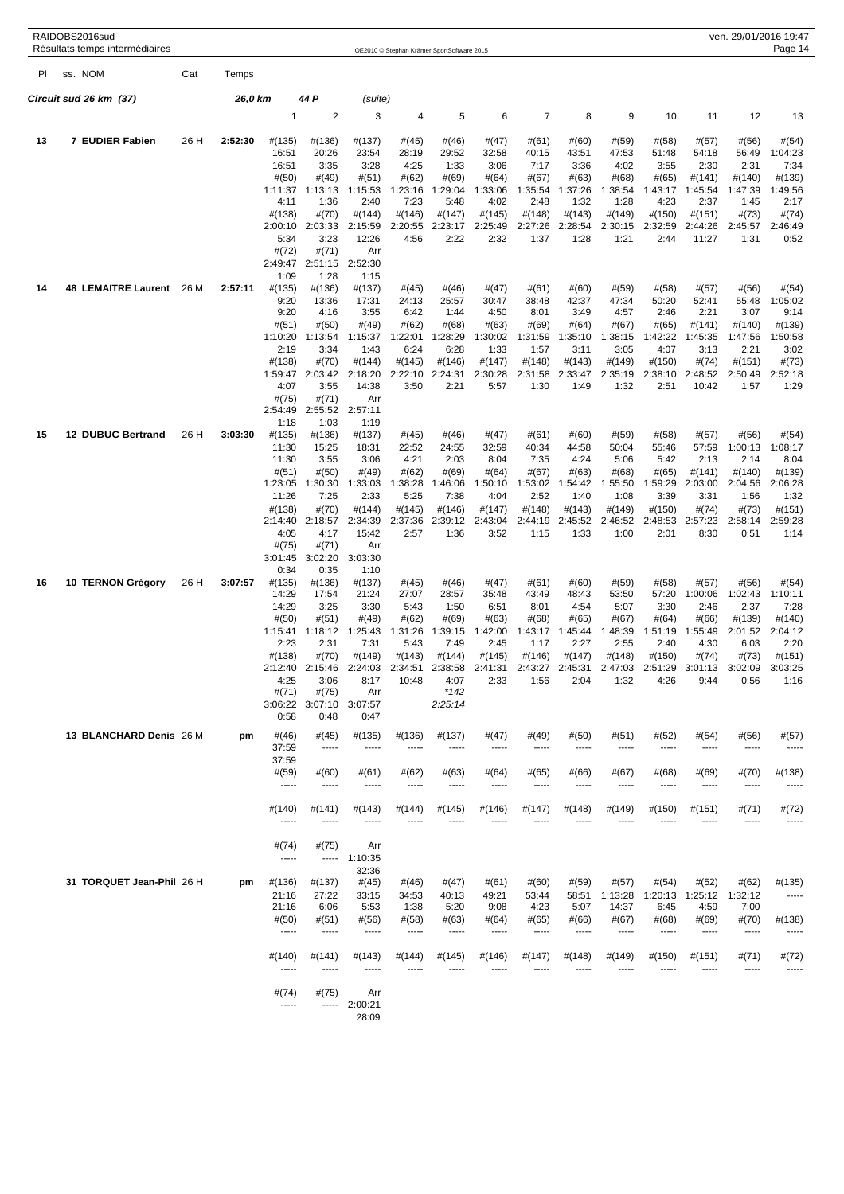Résultats temps intermédiaires

| Pl | ss. NOM | Cat | Temps | 1 | 2 | 3 | 4 | 5 | 6 | 7 | 8 | 9 | 10 | 11 | 12 | 13 |
|---|---|---|---|---|---|---|---|---|---|---|---|---|---|---|---|---|
| ***Circuit sud 26 km (37)*** | | | ***26,0 km*** | ***44 P*** | *(suite)* | | | | | | | | | | | |
| **13** | **7 EUDIER Fabien** | 26 H | **2:52:30** | #(135) | #(136) | #(137) | #(45) | #(46) | #(47) | #(61) | #(60) | #(59) | #(58) | #(57) | #(56) | #(54) |
| | | | | 16:51 | 20:26 | 23:54 | 28:19 | 29:52 | 32:58 | 40:15 | 43:51 | 47:53 | 51:48 | 54:18 | 56:49 | 1:04:23 |
| | | | | 16:51 | 3:35 | 3:28 | 4:25 | 1:33 | 3:06 | 7:17 | 3:36 | 4:02 | 3:55 | 2:30 | 2:31 | 7:34 |
| | | | | #(50) | #(49) | #(51) | #(62) | #(69) | #(64) | #(67) | #(63) | #(68) | #(65) | #(141) | #(140) | #(139) |
| | | | | 1:11:37 | 1:13:13 | 1:15:53 | 1:23:16 | 1:29:04 | 1:33:06 | 1:35:54 | 1:37:26 | 1:38:54 | 1:43:17 | 1:45:54 | 1:47:39 | 1:49:56 |
| | | | | 4:11 | 1:36 | 2:40 | 7:23 | 5:48 | 4:02 | 2:48 | 1:32 | 1:28 | 4:23 | 2:37 | 1:45 | 2:17 |
| | | | | #(138) | #(70) | #(144) | #(146) | #(147) | #(145) | #(148) | #(143) | #(149) | #(150) | #(151) | #(73) | #(74) |
| | | | | 2:00:10 | 2:03:33 | 2:15:59 | 2:20:55 | 2:23:17 | 2:25:49 | 2:27:26 | 2:28:54 | 2:30:15 | 2:32:59 | 2:44:26 | 2:45:57 | 2:46:49 |
| | | | | 5:34 | 3:23 | 12:26 | 4:56 | 2:22 | 2:32 | 1:37 | 1:28 | 1:21 | 2:44 | 11:27 | 1:31 | 0:52 |
| | | | | #(72) | #(71) | Arr | | | | | | | | | | |
| | | | | 2:49:47 | 2:51:15 | 2:52:30 | | | | | | | | | | |
| | | | | 1:09 | 1:28 | 1:15 | | | | | | | | | | |
| **14** | **48 LEMAITRE Laurent** | 26 M | **2:57:11** | #(135) | #(136) | #(137) | #(45) | #(46) | #(47) | #(61) | #(60) | #(59) | #(58) | #(57) | #(56) | #(54) |
| | | | | 9:20 | 13:36 | 17:31 | 24:13 | 25:57 | 30:47 | 38:48 | 42:37 | 47:34 | 50:20 | 52:41 | 55:48 | 1:05:02 |
| | | | | 9:20 | 4:16 | 3:55 | 6:42 | 1:44 | 4:50 | 8:01 | 3:49 | 4:57 | 2:46 | 2:21 | 3:07 | 9:14 |
| | | | | #(51) | #(50) | #(49) | #(62) | #(68) | #(63) | #(69) | #(64) | #(67) | #(65) | #(141) | #(140) | #(139) |
| | | | | 1:10:20 | 1:13:54 | 1:15:37 | 1:22:01 | 1:28:29 | 1:30:02 | 1:31:59 | 1:35:10 | 1:38:15 | 1:42:22 | 1:45:35 | 1:47:56 | 1:50:58 |
| | | | | 2:19 | 3:34 | 1:43 | 6:24 | 6:28 | 1:33 | 1:57 | 3:11 | 3:05 | 4:07 | 3:13 | 2:21 | 3:02 |
| | | | | #(138) | #(70) | #(144) | #(145) | #(146) | #(147) | #(148) | #(143) | #(149) | #(150) | #(74) | #(151) | #(73) |
| | | | | 1:59:47 | 2:03:42 | 2:18:20 | 2:22:10 | 2:24:31 | 2:30:28 | 2:31:58 | 2:33:47 | 2:35:19 | 2:38:10 | 2:48:52 | 2:50:49 | 2:52:18 |
| | | | | 4:07 | 3:55 | 14:38 | 3:50 | 2:21 | 5:57 | 1:30 | 1:49 | 1:32 | 2:51 | 10:42 | 1:57 | 1:29 |
| | | | | #(75) | #(71) | Arr | | | | | | | | | | |
| | | | | 2:54:49 | 2:55:52 | 2:57:11 | | | | | | | | | | |
| | | | | 1:18 | 1:03 | 1:19 | | | | | | | | | | |
| **15** | **12 DUBUC Bertrand** | 26 H | **3:03:30** | #(135) | #(136) | #(137) | #(45) | #(46) | #(47) | #(61) | #(60) | #(59) | #(58) | #(57) | #(56) | #(54) |
| | | | | 11:30 | 15:25 | 18:31 | 22:52 | 24:55 | 32:59 | 40:34 | 44:58 | 50:04 | 55:46 | 57:59 | 1:00:13 | 1:08:17 |
| | | | | 11:30 | 3:55 | 3:06 | 4:21 | 2:03 | 8:04 | 7:35 | 4:24 | 5:06 | 5:42 | 2:13 | 2:14 | 8:04 |
| | | | | #(51) | #(50) | #(49) | #(62) | #(69) | #(64) | #(67) | #(63) | #(68) | #(65) | #(141) | #(140) | #(139) |
| | | | | 1:23:05 | 1:30:30 | 1:33:03 | 1:38:28 | 1:46:06 | 1:50:10 | 1:53:02 | 1:54:42 | 1:55:50 | 1:59:29 | 2:03:00 | 2:04:56 | 2:06:28 |
| | | | | 11:26 | 7:25 | 2:33 | 5:25 | 7:38 | 4:04 | 2:52 | 1:40 | 1:08 | 3:39 | 3:31 | 1:56 | 1:32 |
| | | | | #(138) | #(70) | #(144) | #(145) | #(146) | #(147) | #(148) | #(143) | #(149) | #(150) | #(74) | #(73) | #(151) |
| | | | | 2:14:40 | 2:18:57 | 2:34:39 | 2:37:36 | 2:39:12 | 2:43:04 | 2:44:19 | 2:45:52 | 2:46:52 | 2:48:53 | 2:57:23 | 2:58:14 | 2:59:28 |
| | | | | 4:05 | 4:17 | 15:42 | 2:57 | 1:36 | 3:52 | 1:15 | 1:33 | 1:00 | 2:01 | 8:30 | 0:51 | 1:14 |
| | | | | #(75) | #(71) | Arr | | | | | | | | | | |
| | | | | 3:01:45 | 3:02:20 | 3:03:30 | | | | | | | | | | |
| | | | | 0:34 | 0:35 | 1:10 | | | | | | | | | | |
| **16** | **10 TERNON Grégory** | 26 H | **3:07:57** | #(135) | #(136) | #(137) | #(45) | #(46) | #(47) | #(61) | #(60) | #(59) | #(58) | #(57) | #(56) | #(54) |
| | | | | 14:29 | 17:54 | 21:24 | 27:07 | 28:57 | 35:48 | 43:49 | 48:43 | 53:50 | 57:20 | 1:00:06 | 1:02:43 | 1:10:11 |
| | | | | 14:29 | 3:25 | 3:30 | 5:43 | 1:50 | 6:51 | 8:01 | 4:54 | 5:07 | 3:30 | 2:46 | 2:37 | 7:28 |
| | | | | #(50) | #(51) | #(49) | #(62) | #(69) | #(63) | #(68) | #(65) | #(67) | #(64) | #(66) | #(139) | #(140) |
| | | | | 1:15:41 | 1:18:12 | 1:25:43 | 1:31:26 | 1:39:15 | 1:42:00 | 1:43:17 | 1:45:44 | 1:48:39 | 1:51:19 | 1:55:49 | 2:01:52 | 2:04:12 |
| | | | | 2:23 | 2:31 | 7:31 | 5:43 | 7:49 | 2:45 | 1:17 | 2:27 | 2:55 | 2:40 | 4:30 | 6:03 | 2:20 |
| | | | | #(138) | #(70) | #(149) | #(143) | #(144) | #(145) | #(146) | #(147) | #(148) | #(150) | #(74) | #(73) | #(151) |
| | | | | 2:12:40 | 2:15:46 | 2:24:03 | 2:34:51 | 2:38:58 | 2:41:31 | 2:43:27 | 2:45:31 | 2:47:03 | 2:51:29 | 3:01:13 | 3:02:09 | 3:03:25 |
| | | | | 4:25 | 3:06 | 8:17 | 10:48 | 4:07 | 2:33 | 1:56 | 2:04 | 1:32 | 4:26 | 9:44 | 0:56 | 1:16 |
| | | | | | | | | *142 | | | | | | | | |
| | | | | | | | | 2:25:14 | | | | | | | | |
| | | | | #(71) | #(75) | Arr | | | | | | | | | | |
| | | | | 3:06:22 | 3:07:10 | 3:07:57 | | | | | | | | | | |
| | | | | 0:58 | 0:48 | 0:47 | | | | | | | | | | |
| | **13 BLANCHARD Denis** | 26 M | **pm** | #(46) | #(45) | #(135) | #(136) | #(137) | #(47) | #(49) | #(50) | #(51) | #(52) | #(54) | #(56) | #(57) |
| | | | | 37:59 | ----- | ----- | ----- | ----- | ----- | ----- | ----- | ----- | ----- | ----- | ----- | ----- |
| | | | | 37:59 | | | | | | | | | | | | |
| | | | | #(59) | #(60) | #(61) | #(62) | #(63) | #(64) | #(65) | #(66) | #(67) | #(68) | #(69) | #(70) | #(138) |
| | | | | ----- | ----- | ----- | ----- | ----- | ----- | ----- | ----- | ----- | ----- | ----- | ----- | ----- |
| | | | | #(140) | #(141) | #(143) | #(144) | #(145) | #(146) | #(147) | #(148) | #(149) | #(150) | #(151) | #(71) | #(72) |
| | | | | ----- | ----- | ----- | ----- | ----- | ----- | ----- | ----- | ----- | ----- | ----- | ----- | ----- |
| | | | | #(74) | #(75) | Arr | | | | | | | | | | |
| | | | | ----- | ----- | 1:10:35 | | | | | | | | | | |
| | | | | | | 32:36 | | | | | | | | | | |
| | **31 TORQUET Jean-Phil** | 26 H | **pm** | #(136) | #(137) | #(45) | #(46) | #(47) | #(61) | #(60) | #(59) | #(57) | #(54) | #(52) | #(62) | #(135) |
| | | | | 21:16 | 27:22 | 33:15 | 34:53 | 40:13 | 49:21 | 53:44 | 58:51 | 1:13:28 | 1:20:13 | 1:25:12 | 1:32:12 | ----- |
| | | | | 21:16 | 6:06 | 5:53 | 1:38 | 5:20 | 9:08 | 4:23 | 5:07 | 14:37 | 6:45 | 4:59 | 7:00 | |
| | | | | #(50) | #(51) | #(56) | #(58) | #(63) | #(64) | #(65) | #(66) | #(67) | #(68) | #(69) | #(70) | #(138) |
| | | | | ----- | ----- | ----- | ----- | ----- | ----- | ----- | ----- | ----- | ----- | ----- | ----- | ----- |
| | | | | #(140) | #(141) | #(143) | #(144) | #(145) | #(146) | #(147) | #(148) | #(149) | #(150) | #(151) | #(71) | #(72) |
| | | | | ----- | ----- | ----- | ----- | ----- | ----- | ----- | ----- | ----- | ----- | ----- | ----- | ----- |
| | | | | #(74) | #(75) | Arr | | | | | | | | | | |
| | | | | ----- | ----- | 2:00:21 | | | | | | | | | | |
| | | | | | | 28:09 | | | | | | | | | | |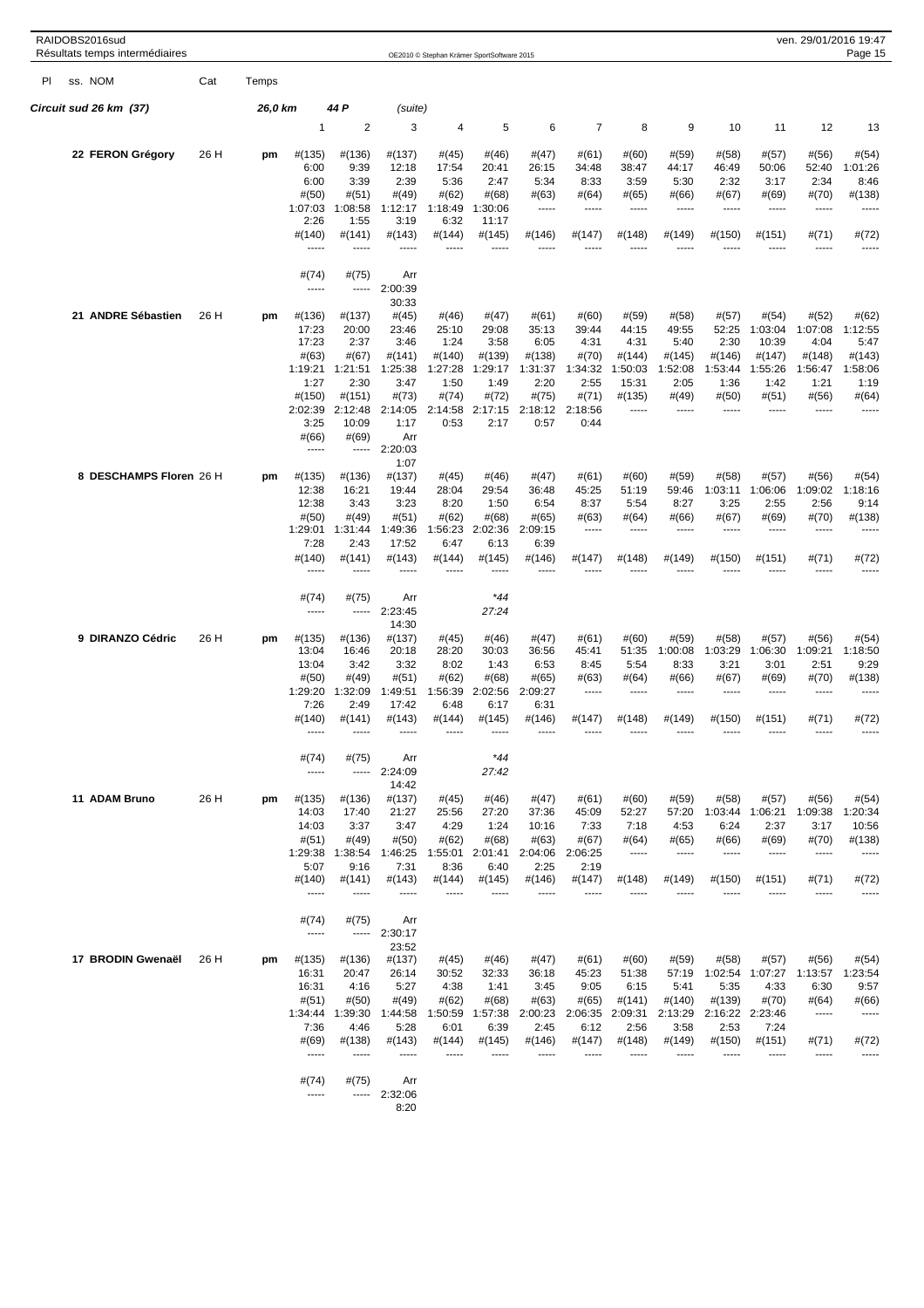RAIDOBS2016sud
Résultats temps intermédiaires

OE2010 © Stephan Krämer SportSoftware 2015

ven. 29/01/2016 19:47

| Pl | ss. NOM | Cat | Temps | | | | | | | | | | | | | |
|---|---|---|---|---|---|---|---|---|---|---|---|---|---|---|---|---|
| **Circuit sud 26 km (37)** | | | 26,0 km | 44 P | (suite) | | | | | | | | | | | |
| | | | 1 | 2 | 3 | 4 | 5 | 6 | 7 | 8 | 9 | 10 | 11 | 12 | 13 |
| 22 | FERON Grégory | 26 H | pm | #(135) | #(136) | #(137) | #(45) | #(46) | #(47) | #(61) | #(60) | #(59) | #(58) | #(57) | #(56) | #(54) |
| | | | | 6:00 | 9:39 | 12:18 | 17:54 | 20:41 | 26:15 | 34:48 | 38:47 | 44:17 | 46:49 | 50:06 | 52:40 | 1:01:26 |
| | | | | 6:00 | 3:39 | 2:39 | 5:36 | 2:47 | 5:34 | 8:33 | 3:59 | 5:30 | 2:32 | 3:17 | 2:34 | 8:46 |
| | | | | #(50) | #(51) | #(49) | #(62) | #(68) | #(63) | #(64) | #(65) | #(66) | #(67) | #(69) | #(70) | #(138) |
| | | | | 1:07:03 | 1:08:58 | 1:12:17 | 1:18:49 | 1:30:06 | ----- | ----- | ----- | ----- | ----- | ----- | ----- | ----- |
| | | | | 2:26 | 1:55 | 3:19 | 6:32 | 11:17 | | | | | | | | |
| | | | | #(140) | #(141) | #(143) | #(144) | #(145) | #(146) | #(147) | #(148) | #(149) | #(150) | #(151) | #(71) | #(72) |
| | | | | ----- | ----- | ----- | ----- | ----- | ----- | ----- | ----- | ----- | ----- | ----- | ----- | ----- |
| | | | | #(74) | #(75) | Arr | | | | | | | | | | |
| | | | | ----- | ----- | 2:00:39 | | | | | | | | | | |
| | | | | | | 30:33 | | | | | | | | | | |
| 21 | ANDRE Sébastien | 26 H | pm | #(136) | #(137) | #(45) | #(46) | #(47) | #(61) | #(60) | #(59) | #(58) | #(57) | #(54) | #(52) | #(62) |
| | | | | 17:23 | 20:00 | 23:46 | 25:10 | 29:08 | 35:13 | 39:44 | 44:15 | 49:55 | 52:25 | 1:03:04 | 1:07:08 | 1:12:55 |
| | | | | 17:23 | 2:37 | 3:46 | 1:24 | 3:58 | 6:05 | 4:31 | 4:31 | 5:40 | 2:30 | 10:39 | 4:04 | 5:47 |
| | | | | #(63) | #(67) | #(141) | #(140) | #(139) | #(138) | #(70) | #(144) | #(145) | #(146) | #(147) | #(148) | #(143) |
| | | | | 1:19:21 | 1:21:51 | 1:25:38 | 1:27:28 | 1:29:17 | 1:31:37 | 1:34:32 | 1:50:03 | 1:52:08 | 1:53:44 | 1:55:26 | 1:56:47 | 1:58:06 |
| | | | | 1:27 | 2:30 | 3:47 | 1:50 | 1:49 | 2:20 | 2:55 | 15:31 | 2:05 | 1:36 | 1:42 | 1:21 | 1:19 |
| | | | | #(150) | #(151) | #(73) | #(74) | #(72) | #(75) | #(71) | #(135) | #(49) | #(50) | #(51) | #(56) | #(64) |
| | | | | 2:02:39 | 2:12:48 | 2:14:05 | 2:14:58 | 2:17:15 | 2:18:12 | 2:18:56 | ----- | ----- | ----- | ----- | ----- | ----- |
| | | | | 3:25 | 10:09 | 1:17 | 0:53 | 2:17 | 0:57 | 0:44 | | | | | | |
| | | | | #(66) | #(69) | Arr | | | | | | | | | | |
| | | | | ----- | ----- | 2:20:03 | | | | | | | | | | |
| | | | | | | 1:07 | | | | | | | | | | |
| 8 | DESCHAMPS Floren | 26 H | pm | #(135) | #(136) | #(137) | #(45) | #(46) | #(47) | #(61) | #(60) | #(59) | #(58) | #(57) | #(56) | #(54) |
| | | | | 12:38 | 16:21 | 19:44 | 28:04 | 29:54 | 36:48 | 45:25 | 51:19 | 59:46 | 1:03:11 | 1:06:06 | 1:09:02 | 1:18:16 |
| | | | | 12:38 | 3:43 | 3:23 | 8:20 | 1:50 | 6:54 | 8:37 | 5:54 | 8:27 | 3:25 | 2:55 | 2:56 | 9:14 |
| | | | | #(50) | #(49) | #(51) | #(62) | #(68) | #(65) | #(63) | #(64) | #(66) | #(67) | #(69) | #(70) | #(138) |
| | | | | 1:29:01 | 1:31:44 | 1:49:36 | 1:56:23 | 2:02:36 | 2:09:15 | ----- | ----- | ----- | ----- | ----- | ----- | ----- |
| | | | | 7:28 | 2:43 | 17:52 | 6:47 | 6:13 | 6:39 | | | | | | | |
| | | | | #(140) | #(141) | #(143) | #(144) | #(145) | #(146) | #(147) | #(148) | #(149) | #(150) | #(151) | #(71) | #(72) |
| | | | | ----- | ----- | ----- | ----- | ----- | ----- | ----- | ----- | ----- | ----- | ----- | ----- | ----- |
| | | | | #(74) | #(75) | Arr | | *44 | | | | | | | | |
| | | | | ----- | ----- | 2:23:45 | | 27:24 | | | | | | | | |
| | | | | | | 14:30 | | | | | | | | | | |
| 9 | DIRANZO Cédric | 26 H | pm | #(135) | #(136) | #(137) | #(45) | #(46) | #(47) | #(61) | #(60) | #(59) | #(58) | #(57) | #(56) | #(54) |
| | | | | 13:04 | 16:46 | 20:18 | 28:20 | 30:03 | 36:56 | 45:41 | 51:35 | 1:00:08 | 1:03:29 | 1:06:30 | 1:09:21 | 1:18:50 |
| | | | | 13:04 | 3:42 | 3:32 | 8:02 | 1:43 | 6:53 | 8:45 | 5:54 | 8:33 | 3:21 | 3:01 | 2:51 | 9:29 |
| | | | | #(50) | #(49) | #(51) | #(62) | #(68) | #(65) | #(63) | #(64) | #(66) | #(67) | #(69) | #(70) | #(138) |
| | | | | 1:29:20 | 1:32:09 | 1:49:51 | 1:56:39 | 2:02:56 | 2:09:27 | ----- | ----- | ----- | ----- | ----- | ----- | ----- |
| | | | | 7:26 | 2:49 | 17:42 | 6:48 | 6:17 | 6:31 | | | | | | | |
| | | | | #(140) | #(141) | #(143) | #(144) | #(145) | #(146) | #(147) | #(148) | #(149) | #(150) | #(151) | #(71) | #(72) |
| | | | | ----- | ----- | ----- | ----- | ----- | ----- | ----- | ----- | ----- | ----- | ----- | ----- | ----- |
| | | | | #(74) | #(75) | Arr | | *44 | | | | | | | | |
| | | | | ----- | ----- | 2:24:09 | | 27:42 | | | | | | | | |
| | | | | | | 14:42 | | | | | | | | | | |
| 11 | ADAM Bruno | 26 H | pm | #(135) | #(136) | #(137) | #(45) | #(46) | #(47) | #(61) | #(60) | #(59) | #(58) | #(57) | #(56) | #(54) |
| | | | | 14:03 | 17:40 | 21:27 | 25:56 | 27:20 | 37:36 | 45:09 | 52:27 | 57:20 | 1:03:44 | 1:06:21 | 1:09:38 | 1:20:34 |
| | | | | 14:03 | 3:37 | 3:47 | 4:29 | 1:24 | 10:16 | 7:33 | 7:18 | 4:53 | 6:24 | 2:37 | 3:17 | 10:56 |
| | | | | #(51) | #(49) | #(50) | #(62) | #(68) | #(63) | #(67) | #(64) | #(65) | #(66) | #(69) | #(70) | #(138) |
| | | | | 1:29:38 | 1:38:54 | 1:46:25 | 1:55:01 | 2:01:41 | 2:04:06 | 2:06:25 | ----- | ----- | ----- | ----- | ----- | ----- |
| | | | | 5:07 | 9:16 | 7:31 | 8:36 | 6:40 | 2:25 | 2:19 | | | | | | |
| | | | | #(140) | #(141) | #(143) | #(144) | #(145) | #(146) | #(147) | #(148) | #(149) | #(150) | #(151) | #(71) | #(72) |
| | | | | ----- | ----- | ----- | ----- | ----- | ----- | ----- | ----- | ----- | ----- | ----- | ----- | ----- |
| | | | | #(74) | #(75) | Arr | | | | | | | | | | |
| | | | | ----- | ----- | 2:30:17 | | | | | | | | | | |
| | | | | | | 23:52 | | | | | | | | | | |
| 17 | BRODIN Gwenaël | 26 H | pm | #(135) | #(136) | #(137) | #(45) | #(46) | #(47) | #(61) | #(60) | #(59) | #(58) | #(57) | #(56) | #(54) |
| | | | | 16:31 | 20:47 | 26:14 | 30:52 | 32:33 | 36:18 | 45:23 | 51:38 | 57:19 | 1:02:54 | 1:07:27 | 1:13:57 | 1:23:54 |
| | | | | 16:31 | 4:16 | 5:27 | 4:38 | 1:41 | 3:45 | 9:05 | 6:15 | 5:41 | 5:35 | 4:33 | 6:30 | 9:57 |
| | | | | #(51) | #(50) | #(49) | #(62) | #(68) | #(63) | #(65) | #(141) | #(140) | #(139) | #(70) | #(64) | #(66) |
| | | | | 1:34:44 | 1:39:30 | 1:44:58 | 1:50:59 | 1:57:38 | 2:00:23 | 2:06:35 | 2:09:31 | 2:13:29 | 2:16:22 | 2:23:46 | ----- | ----- |
| | | | | 7:36 | 4:46 | 5:28 | 6:01 | 6:39 | 2:45 | 6:12 | 2:56 | 3:58 | 2:53 | 7:24 | | |
| | | | | #(69) | #(138) | #(143) | #(144) | #(145) | #(146) | #(147) | #(148) | #(149) | #(150) | #(151) | #(71) | #(72) |
| | | | | ----- | ----- | ----- | ----- | ----- | ----- | ----- | ----- | ----- | ----- | ----- | ----- | ----- |
| | | | | #(74) | #(75) | Arr | | | | | | | | | | |
| | | | | ----- | ----- | 2:32:06 | | | | | | | | | | |
| | | | | | | 8:20 | | | | | | | | | | |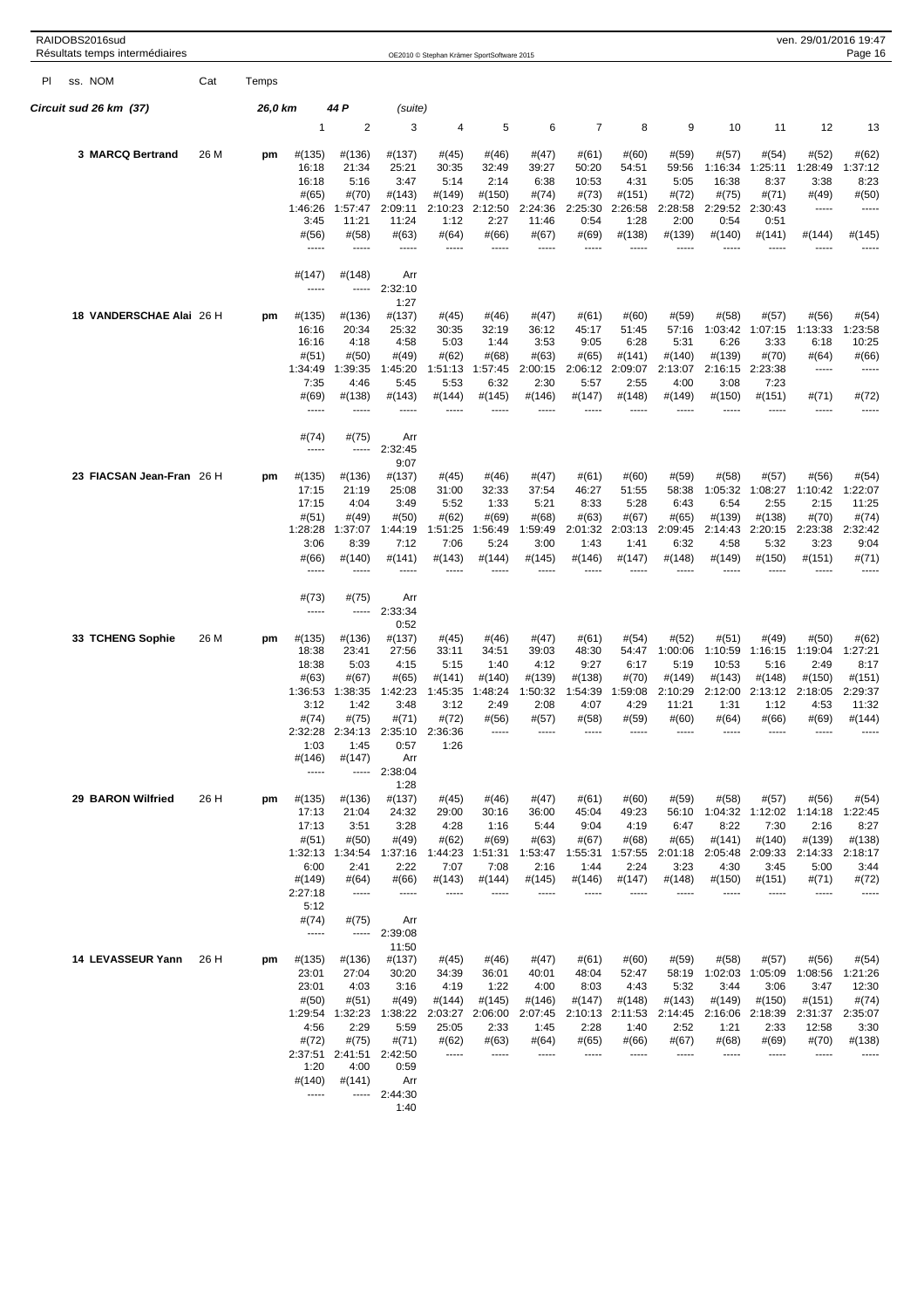RAIDOBS2016sud

Résultats temps intermédiaires

OE2010 © Stephan Krämer SportSoftware 2015

| Pl | ss. NOM | Cat | Temps | | | | | | | | | | | | |
|---|---|---|---|---|---|---|---|---|---|---|---|---|---|---|---|

**Circuit sud 26 km (37)** — 26,0 km — 44 P — (suite)

| Pl | NOM | Cat | Temps | 1 | 2 | 3 | 4 | 5 | 6 | 7 | 8 | 9 | 10 | 11 | 12 | 13 |
|---|---|---|---|---|---|---|---|---|---|---|---|---|---|---|---|---|
| 3 | MARCQ Bertrand | 26 M | pm | #(135) | #(136) | #(137) | #(45) | #(46) | #(47) | #(61) | #(60) | #(59) | #(57) | #(54) | #(52) | #(62) |
| | | | | 16:18 | 21:34 | 25:21 | 30:35 | 32:49 | 39:27 | 50:20 | 54:51 | 59:56 | 1:16:34 | 1:25:11 | 1:28:49 | 1:37:12 |
| | | | | 16:18 | 5:16 | 3:47 | 5:14 | 2:14 | 6:38 | 10:53 | 4:31 | 5:05 | 16:38 | 8:37 | 3:38 | 8:23 |
| | | | | #(65) | #(70) | #(143) | #(149) | #(150) | #(74) | #(73) | #(151) | #(72) | #(75) | #(71) | #(49) | #(50) |
| | | | | 1:46:26 | 1:57:47 | 2:09:11 | 2:10:23 | 2:12:50 | 2:24:36 | 2:25:30 | 2:26:58 | 2:28:58 | 2:29:52 | 2:30:43 | ----- | ----- |
| | | | | 3:45 | 11:21 | 11:24 | 1:12 | 2:27 | 11:46 | 0:54 | 1:28 | 2:00 | 0:54 | 0:51 | | |
| | | | | #(56) | #(58) | #(63) | #(64) | #(66) | #(67) | #(69) | #(138) | #(139) | #(140) | #(141) | #(144) | #(145) |
| | | | | ----- | ----- | ----- | ----- | ----- | ----- | ----- | ----- | ----- | ----- | ----- | ----- | ----- |
| | | | | #(147) | #(148) | Arr | | | | | | | | | | |
| | | | | ----- | ----- | 2:32:10 | | | | | | | | | | |
| | | | | | | 1:27 | | | | | | | | | | |
| 18 | VANDERSCHAE Alai | 26 H | pm | #(135) | #(136) | #(137) | #(45) | #(46) | #(47) | #(61) | #(60) | #(59) | #(58) | #(57) | #(56) | #(54) |
| | | | | 16:16 | 20:34 | 25:32 | 30:35 | 32:19 | 36:12 | 45:17 | 51:45 | 57:16 | 1:03:42 | 1:07:15 | 1:13:33 | 1:23:58 |
| | | | | 16:16 | 4:18 | 4:58 | 5:03 | 1:44 | 3:53 | 9:05 | 6:28 | 5:31 | 6:26 | 3:33 | 6:18 | 10:25 |
| | | | | #(51) | #(50) | #(49) | #(62) | #(68) | #(63) | #(65) | #(141) | #(140) | #(139) | #(70) | #(64) | #(66) |
| | | | | 1:34:49 | 1:39:35 | 1:45:20 | 1:51:13 | 1:57:45 | 2:00:15 | 2:06:12 | 2:09:07 | 2:13:07 | 2:16:15 | 2:23:38 | ----- | ----- |
| | | | | 7:35 | 4:46 | 5:45 | 5:53 | 6:32 | 2:30 | 5:57 | 2:55 | 4:00 | 3:08 | 7:23 | | |
| | | | | #(69) | #(138) | #(143) | #(144) | #(145) | #(146) | #(147) | #(148) | #(149) | #(150) | #(151) | #(71) | #(72) |
| | | | | ----- | ----- | ----- | ----- | ----- | ----- | ----- | ----- | ----- | ----- | ----- | ----- | ----- |
| | | | | #(74) | #(75) | Arr | | | | | | | | | | |
| | | | | ----- | ----- | 2:32:45 | | | | | | | | | | |
| | | | | | | 9:07 | | | | | | | | | | |
| 23 | FIACSAN Jean-Fran | 26 H | pm | #(135) | #(136) | #(137) | #(45) | #(46) | #(47) | #(61) | #(60) | #(59) | #(58) | #(57) | #(56) | #(54) |
| | | | | 17:15 | 21:19 | 25:08 | 31:00 | 32:33 | 37:54 | 46:27 | 51:55 | 58:38 | 1:05:32 | 1:08:27 | 1:10:42 | 1:22:07 |
| | | | | 17:15 | 4:04 | 3:49 | 5:52 | 1:33 | 5:21 | 8:33 | 5:28 | 6:43 | 6:54 | 2:55 | 2:15 | 11:25 |
| | | | | #(51) | #(49) | #(50) | #(62) | #(69) | #(68) | #(63) | #(67) | #(65) | #(139) | #(138) | #(70) | #(74) |
| | | | | 1:28:28 | 1:37:07 | 1:44:19 | 1:51:25 | 1:56:49 | 1:59:49 | 2:01:32 | 2:03:13 | 2:09:45 | 2:14:43 | 2:20:15 | 2:23:38 | 2:32:42 |
| | | | | 3:06 | 8:39 | 7:12 | 7:06 | 5:24 | 3:00 | 1:43 | 1:41 | 6:32 | 4:58 | 5:32 | 3:23 | 9:04 |
| | | | | #(66) | #(140) | #(141) | #(143) | #(144) | #(145) | #(146) | #(147) | #(148) | #(149) | #(150) | #(151) | #(71) |
| | | | | ----- | ----- | ----- | ----- | ----- | ----- | ----- | ----- | ----- | ----- | ----- | ----- | ----- |
| | | | | #(73) | #(75) | Arr | | | | | | | | | | |
| | | | | ----- | ----- | 2:33:34 | | | | | | | | | | |
| | | | | | | 0:52 | | | | | | | | | | |
| 33 | TCHENG Sophie | 26 M | pm | #(135) | #(136) | #(137) | #(45) | #(46) | #(47) | #(61) | #(54) | #(52) | #(51) | #(49) | #(50) | #(62) |
| | | | | 18:38 | 23:41 | 27:56 | 33:11 | 34:51 | 39:03 | 48:30 | 54:47 | 1:00:06 | 1:10:59 | 1:16:15 | 1:19:04 | 1:27:21 |
| | | | | 18:38 | 5:03 | 4:15 | 5:15 | 1:40 | 4:12 | 9:27 | 6:17 | 5:19 | 10:53 | 5:16 | 2:49 | 8:17 |
| | | | | #(63) | #(67) | #(65) | #(141) | #(140) | #(139) | #(138) | #(70) | #(149) | #(143) | #(148) | #(150) | #(151) |
| | | | | 1:36:53 | 1:38:35 | 1:42:23 | 1:45:35 | 1:48:24 | 1:50:32 | 1:54:39 | 1:59:08 | 2:10:29 | 2:12:00 | 2:13:12 | 2:18:05 | 2:29:37 |
| | | | | 3:12 | 1:42 | 3:48 | 3:12 | 2:49 | 2:08 | 4:07 | 4:29 | 11:21 | 1:31 | 1:12 | 4:53 | 11:32 |
| | | | | #(74) | #(75) | #(71) | #(72) | #(56) | #(57) | #(58) | #(59) | #(60) | #(64) | #(66) | #(69) | #(144) |
| | | | | 2:32:28 | 2:34:13 | 2:35:10 | 2:36:36 | ----- | ----- | ----- | ----- | ----- | ----- | ----- | ----- | ----- |
| | | | | 1:03 | 1:45 | 0:57 | 1:26 | | | | | | | | | |
| | | | | #(146) | #(147) | Arr | | | | | | | | | | |
| | | | | ----- | ----- | 2:38:04 | | | | | | | | | | |
| | | | | | | 1:28 | | | | | | | | | | |
| 29 | BARON Wilfried | 26 H | pm | #(135) | #(136) | #(137) | #(45) | #(46) | #(47) | #(61) | #(60) | #(59) | #(58) | #(57) | #(56) | #(54) |
| | | | | 17:13 | 21:04 | 24:32 | 29:00 | 30:16 | 36:00 | 45:04 | 49:23 | 56:10 | 1:04:32 | 1:12:02 | 1:14:18 | 1:22:45 |
| | | | | 17:13 | 3:51 | 3:28 | 4:28 | 1:16 | 5:44 | 9:04 | 4:19 | 6:47 | 8:22 | 7:30 | 2:16 | 8:27 |
| | | | | #(51) | #(50) | #(49) | #(62) | #(69) | #(63) | #(67) | #(68) | #(65) | #(141) | #(140) | #(139) | #(138) |
| | | | | 1:32:13 | 1:34:54 | 1:37:16 | 1:44:23 | 1:51:31 | 1:53:47 | 1:55:31 | 1:57:55 | 2:01:18 | 2:05:48 | 2:09:33 | 2:14:33 | 2:18:17 |
| | | | | 6:00 | 2:41 | 2:22 | 7:07 | 7:08 | 2:16 | 1:44 | 2:24 | 3:23 | 4:30 | 3:45 | 5:00 | 3:44 |
| | | | | #(149) | #(64) | #(66) | #(143) | #(144) | #(145) | #(146) | #(147) | #(148) | #(150) | #(151) | #(71) | #(72) |
| | | | | 2:27:18 | ----- | ----- | ----- | ----- | ----- | ----- | ----- | ----- | ----- | ----- | ----- | ----- |
| | | | | 5:12 | | | | | | | | | | | | |
| | | | | #(74) | #(75) | Arr | | | | | | | | | | |
| | | | | ----- | ----- | 2:39:08 | | | | | | | | | | |
| | | | | | | 11:50 | | | | | | | | | | |
| 14 | LEVASSEUR Yann | 26 H | pm | #(135) | #(136) | #(137) | #(45) | #(46) | #(47) | #(61) | #(60) | #(59) | #(58) | #(57) | #(56) | #(54) |
| | | | | 23:01 | 27:04 | 30:20 | 34:39 | 36:01 | 40:01 | 48:04 | 52:47 | 58:19 | 1:02:03 | 1:05:09 | 1:08:56 | 1:21:26 |
| | | | | 23:01 | 4:03 | 3:16 | 4:19 | 1:22 | 4:00 | 8:03 | 4:43 | 5:32 | 3:44 | 3:06 | 3:47 | 12:30 |
| | | | | #(50) | #(51) | #(49) | #(144) | #(145) | #(146) | #(147) | #(148) | #(143) | #(149) | #(150) | #(151) | #(74) |
| | | | | 1:29:54 | 1:32:23 | 1:38:22 | 2:03:27 | 2:06:00 | 2:07:45 | 2:10:13 | 2:11:53 | 2:14:45 | 2:16:06 | 2:18:39 | 2:31:37 | 2:35:07 |
| | | | | 4:56 | 2:29 | 5:59 | 25:05 | 2:33 | 1:45 | 2:28 | 1:40 | 2:52 | 1:21 | 2:33 | 12:58 | 3:30 |
| | | | | #(72) | #(75) | #(71) | #(62) | #(63) | #(64) | #(65) | #(66) | #(67) | #(68) | #(69) | #(70) | #(138) |
| | | | | 2:37:51 | 2:41:51 | 2:42:50 | ----- | ----- | ----- | ----- | ----- | ----- | ----- | ----- | ----- | ----- |
| | | | | 1:20 | 4:00 | 0:59 | | | | | | | | | | |
| | | | | #(140) | #(141) | Arr | | | | | | | | | | |
| | | | | ----- | ----- | 2:44:30 | | | | | | | | | | |
| | | | | | | 1:40 | | | | | | | | | | |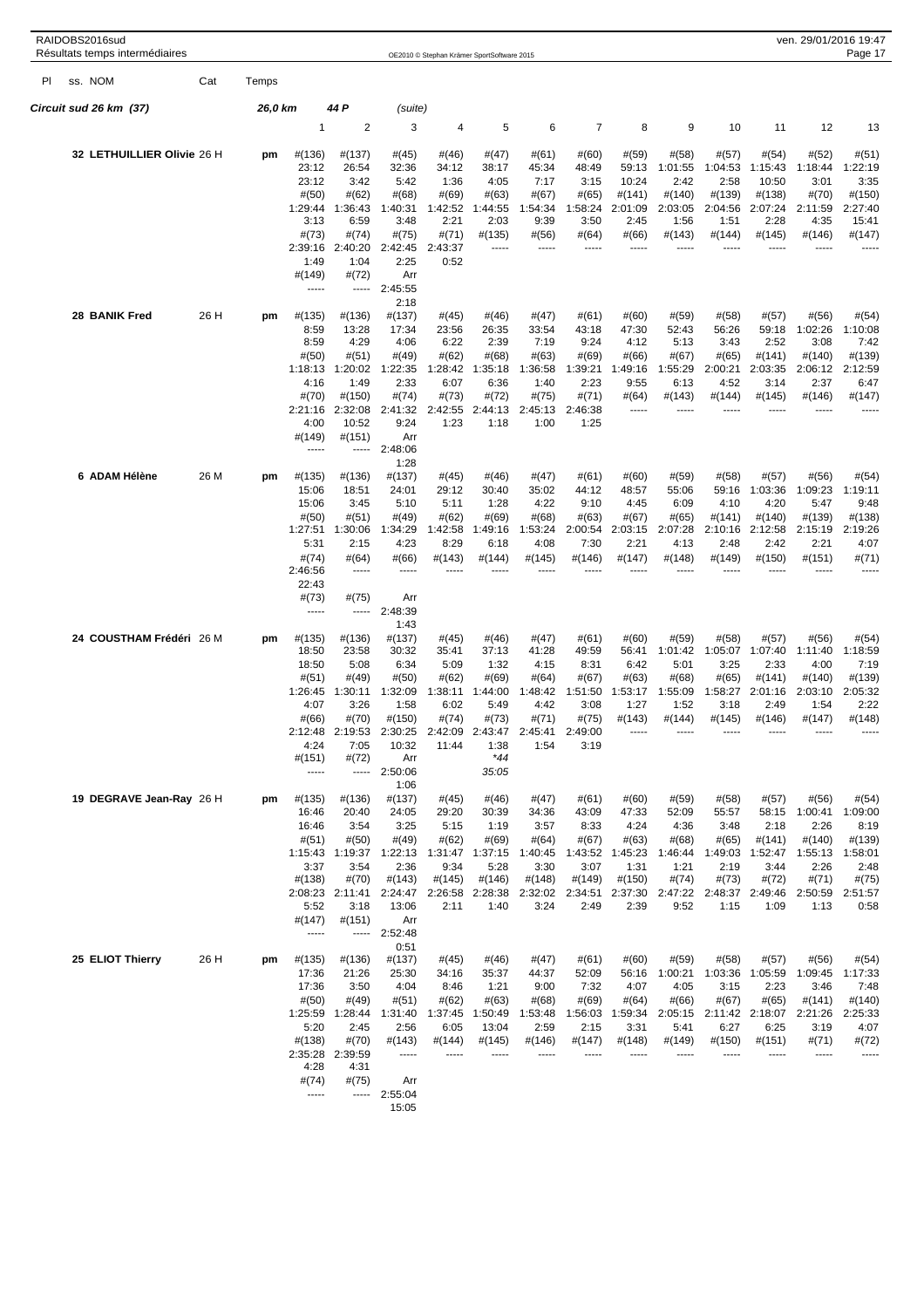RAIDOBS2016sud
Résultats temps intermédiaires

OE2010 © Stephan Krämer SportSoftware 2015

ven. 29/01/2016 19:47

| Pl | ss. NOM | Cat | Temps | | | | | | | | | | | | | |
|---|---|---|---|---|---|---|---|---|---|---|---|---|---|---|---|---|

**Circuit sud 26 km (37)** — 26,0 km — 44 P — (suite)

| | 1 | 2 | 3 | 4 | 5 | 6 | 7 | 8 | 9 | 10 | 11 | 12 | 13 |
|---|---|---|---|---|---|---|---|---|---|---|---|---|---|
| **32 LETHUILLIER Olivie** 26 H pm | #(136) | #(137) | #(45) | #(46) | #(47) | #(61) | #(60) | #(59) | #(58) | #(57) | #(54) | #(52) | #(51) |
| | 23:12 | 26:54 | 32:36 | 34:12 | 38:17 | 45:34 | 48:49 | 59:13 | 1:01:55 | 1:04:53 | 1:15:43 | 1:18:44 | 1:22:19 |
| | 23:12 | 3:42 | 5:42 | 1:36 | 4:05 | 7:17 | 3:15 | 10:24 | 2:42 | 2:58 | 10:50 | 3:01 | 3:35 |
| | #(50) | #(62) | #(68) | #(69) | #(63) | #(67) | #(65) | #(141) | #(140) | #(139) | #(138) | #(70) | #(150) |
| | 1:29:44 | 1:36:43 | 1:40:31 | 1:42:52 | 1:44:55 | 1:54:34 | 1:58:24 | 2:01:09 | 2:03:05 | 2:04:56 | 2:07:24 | 2:11:59 | 2:27:40 |
| | 3:13 | 6:59 | 3:48 | 2:21 | 2:03 | 9:39 | 3:50 | 2:45 | 1:56 | 1:51 | 2:28 | 4:35 | 15:41 |
| | #(73) | #(74) | #(75) | #(71) | #(135) | #(56) | #(64) | #(66) | #(143) | #(144) | #(145) | #(146) | #(147) |
| | 2:39:16 | 2:40:20 | 2:42:45 | 2:43:37 | ----- | ----- | ----- | ----- | ----- | ----- | ----- | ----- | ----- |
| | 1:49 | 1:04 | 2:25 | 0:52 | | | | | | | | | |
| | #(149) | #(72) | Arr | | | | | | | | | | |
| | ----- | ----- | 2:45:55 | | | | | | | | | | |
| | | | 2:18 | | | | | | | | | | |
| **28 BANIK Fred** 26 H pm | #(135) | #(136) | #(137) | #(45) | #(46) | #(47) | #(61) | #(60) | #(59) | #(58) | #(57) | #(56) | #(54) |
| | 8:59 | 13:28 | 17:34 | 23:56 | 26:35 | 33:54 | 43:18 | 47:30 | 52:43 | 56:26 | 59:18 | 1:02:26 | 1:10:08 |
| | 8:59 | 4:29 | 4:06 | 6:22 | 2:39 | 7:19 | 9:24 | 4:12 | 5:13 | 3:43 | 2:52 | 3:08 | 7:42 |
| | #(50) | #(51) | #(49) | #(62) | #(68) | #(63) | #(69) | #(66) | #(67) | #(65) | #(141) | #(140) | #(139) |
| | 1:18:13 | 1:20:02 | 1:22:35 | 1:28:42 | 1:35:18 | 1:36:58 | 1:39:21 | 1:49:16 | 1:55:29 | 2:00:21 | 2:03:35 | 2:06:12 | 2:12:59 |
| | 4:16 | 1:49 | 2:33 | 6:07 | 6:36 | 1:40 | 2:23 | 9:55 | 6:13 | 4:52 | 3:14 | 2:37 | 6:47 |
| | #(70) | #(150) | #(74) | #(73) | #(72) | #(75) | #(71) | #(64) | #(143) | #(144) | #(145) | #(146) | #(147) |
| | 2:21:16 | 2:32:08 | 2:41:32 | 2:42:55 | 2:44:13 | 2:45:13 | 2:46:38 | ----- | ----- | ----- | ----- | ----- | ----- |
| | 4:00 | 10:52 | 9:24 | 1:23 | 1:18 | 1:00 | 1:25 | | | | | | |
| | #(149) | #(151) | Arr | | | | | | | | | | |
| | ----- | ----- | 2:48:06 | | | | | | | | | | |
| | | | 1:28 | | | | | | | | | | |
| **6 ADAM Hélène** 26 M pm | #(135) | #(136) | #(137) | #(45) | #(46) | #(47) | #(61) | #(60) | #(59) | #(58) | #(57) | #(56) | #(54) |
| | 15:06 | 18:51 | 24:01 | 29:12 | 30:40 | 35:02 | 44:12 | 48:57 | 55:06 | 59:16 | 1:03:36 | 1:09:23 | 1:19:11 |
| | 15:06 | 3:45 | 5:10 | 5:11 | 1:28 | 4:22 | 9:10 | 4:45 | 6:09 | 4:10 | 4:20 | 5:47 | 9:48 |
| | #(50) | #(51) | #(49) | #(62) | #(69) | #(68) | #(63) | #(67) | #(65) | #(141) | #(140) | #(139) | #(138) |
| | 1:27:51 | 1:30:06 | 1:34:29 | 1:42:58 | 1:49:16 | 1:53:24 | 2:00:54 | 2:03:15 | 2:07:28 | 2:10:16 | 2:12:58 | 2:15:19 | 2:19:26 |
| | 5:31 | 2:15 | 4:23 | 8:29 | 6:18 | 4:08 | 7:30 | 2:21 | 4:13 | 2:48 | 2:42 | 2:21 | 4:07 |
| | #(74) | #(64) | #(66) | #(143) | #(144) | #(145) | #(146) | #(147) | #(148) | #(149) | #(150) | #(151) | #(71) |
| | 2:46:56 | ----- | ----- | ----- | ----- | ----- | ----- | ----- | ----- | ----- | ----- | ----- | ----- |
| | 22:43 | | | | | | | | | | | | |
| | #(73) | #(75) | Arr | | | | | | | | | | |
| | ----- | ----- | 2:48:39 | | | | | | | | | | |
| | | | 1:43 | | | | | | | | | | |
| **24 COUSTHAM Frédéri** 26 M pm | #(135) | #(136) | #(137) | #(45) | #(46) | #(47) | #(61) | #(60) | #(59) | #(58) | #(57) | #(56) | #(54) |
| | 18:50 | 23:58 | 30:32 | 35:41 | 37:13 | 41:28 | 49:59 | 56:41 | 1:01:42 | 1:05:07 | 1:07:40 | 1:11:40 | 1:18:59 |
| | 18:50 | 5:08 | 6:34 | 5:09 | 1:32 | 4:15 | 8:31 | 6:42 | 5:01 | 3:25 | 2:33 | 4:00 | 7:19 |
| | #(51) | #(49) | #(50) | #(62) | #(69) | #(64) | #(67) | #(63) | #(68) | #(65) | #(141) | #(140) | #(139) |
| | 1:26:45 | 1:30:11 | 1:32:09 | 1:38:11 | 1:44:00 | 1:48:42 | 1:51:50 | 1:53:17 | 1:55:09 | 1:58:27 | 2:01:16 | 2:03:10 | 2:05:32 |
| | 4:07 | 3:26 | 1:58 | 6:02 | 5:49 | 4:42 | 3:08 | 1:27 | 1:52 | 3:18 | 2:49 | 1:54 | 2:22 |
| | #(66) | #(70) | #(150) | #(74) | #(73) | #(71) | #(75) | #(143) | #(144) | #(145) | #(146) | #(147) | #(148) |
| | 2:12:48 | 2:19:53 | 2:30:25 | 2:42:09 | 2:43:47 | 2:45:41 | 2:49:00 | ----- | ----- | ----- | ----- | ----- | ----- |
| | 4:24 | 7:05 | 10:32 | 11:44 | 1:38 | 1:54 | 3:19 | | | | | | |
| | #(151) | #(72) | Arr | | *44 | | | | | | | | |
| | ----- | ----- | 2:50:06 | | 35:05 | | | | | | | | |
| | | | 1:06 | | | | | | | | | | |
| **19 DEGRAVE Jean-Ray** 26 H pm | #(135) | #(136) | #(137) | #(45) | #(46) | #(47) | #(61) | #(60) | #(59) | #(58) | #(57) | #(56) | #(54) |
| | 16:46 | 20:40 | 24:05 | 29:20 | 30:39 | 34:36 | 43:09 | 47:33 | 52:09 | 55:57 | 58:15 | 1:00:41 | 1:09:00 |
| | 16:46 | 3:54 | 3:25 | 5:15 | 1:19 | 3:57 | 8:33 | 4:24 | 4:36 | 3:48 | 2:18 | 2:26 | 8:19 |
| | #(51) | #(50) | #(49) | #(62) | #(69) | #(64) | #(67) | #(63) | #(68) | #(65) | #(141) | #(140) | #(139) |
| | 1:15:43 | 1:19:37 | 1:22:13 | 1:31:47 | 1:37:15 | 1:40:45 | 1:43:52 | 1:45:23 | 1:46:44 | 1:49:03 | 1:52:47 | 1:55:13 | 1:58:01 |
| | 3:37 | 3:54 | 2:36 | 9:34 | 5:28 | 3:30 | 3:07 | 1:31 | 1:21 | 2:19 | 3:44 | 2:26 | 2:48 |
| | #(138) | #(70) | #(143) | #(145) | #(146) | #(148) | #(149) | #(150) | #(74) | #(73) | #(72) | #(71) | #(75) |
| | 2:08:23 | 2:11:41 | 2:24:47 | 2:26:58 | 2:28:38 | 2:32:02 | 2:34:51 | 2:37:30 | 2:47:22 | 2:48:37 | 2:49:46 | 2:50:59 | 2:51:57 |
| | 5:52 | 3:18 | 13:06 | 2:11 | 1:40 | 3:24 | 2:49 | 2:39 | 9:52 | 1:15 | 1:09 | 1:13 | 0:58 |
| | #(147) | #(151) | Arr | | | | | | | | | | |
| | ----- | ----- | 2:52:48 | | | | | | | | | | |
| | | | 0:51 | | | | | | | | | | |
| **25 ELIOT Thierry** 26 H pm | #(135) | #(136) | #(137) | #(45) | #(46) | #(47) | #(61) | #(60) | #(59) | #(58) | #(57) | #(56) | #(54) |
| | 17:36 | 21:26 | 25:30 | 34:16 | 35:37 | 44:37 | 52:09 | 56:16 | 1:00:21 | 1:03:36 | 1:05:59 | 1:09:45 | 1:17:33 |
| | 17:36 | 3:50 | 4:04 | 8:46 | 1:21 | 9:00 | 7:32 | 4:07 | 4:05 | 3:15 | 2:23 | 3:46 | 7:48 |
| | #(50) | #(49) | #(51) | #(62) | #(63) | #(68) | #(69) | #(64) | #(66) | #(67) | #(65) | #(141) | #(140) |
| | 1:25:59 | 1:28:44 | 1:31:40 | 1:37:45 | 1:50:49 | 1:53:48 | 1:56:03 | 1:59:34 | 2:05:15 | 2:11:42 | 2:18:07 | 2:21:26 | 2:25:33 |
| | 5:20 | 2:45 | 2:56 | 6:05 | 13:04 | 2:59 | 2:15 | 3:31 | 5:41 | 6:27 | 6:25 | 3:19 | 4:07 |
| | #(138) | #(70) | #(143) | #(144) | #(145) | #(146) | #(147) | #(148) | #(149) | #(150) | #(151) | #(71) | #(72) |
| | 2:35:28 | 2:39:59 | ----- | ----- | ----- | ----- | ----- | ----- | ----- | ----- | ----- | ----- | ----- |
| | 4:28 | 4:31 | | | | | | | | | | | |
| | #(74) | #(75) | Arr | | | | | | | | | | |
| | ----- | ----- | 2:55:04 | | | | | | | | | | |
| | | | 15:05 | | | | | | | | | | |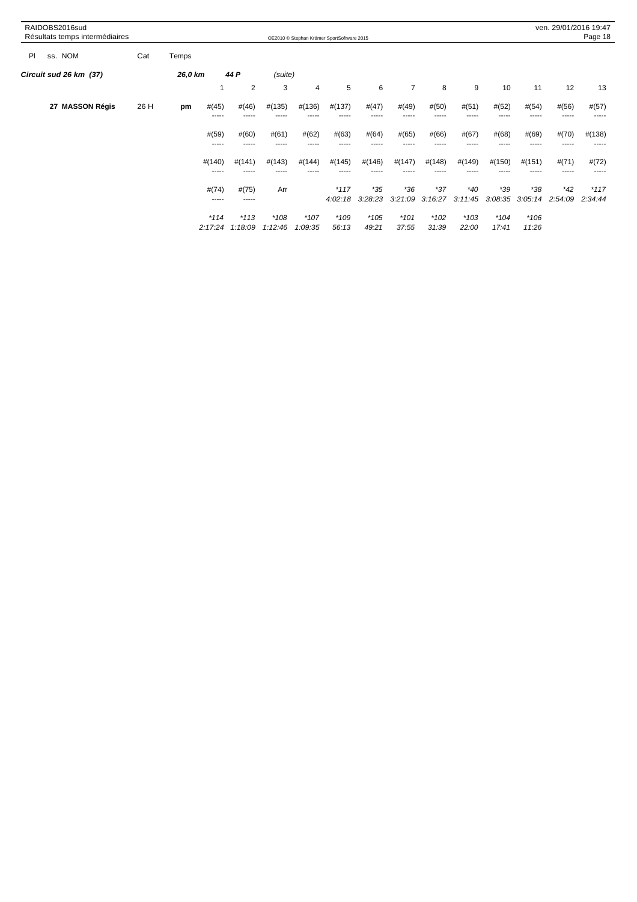| Pl | ss. NOM | Cat | Temps | | | | | | | | | | | | | |
|---|---|---|---|---|---|---|---|---|---|---|---|---|---|---|---|---|
| ***Circuit sud 26 km (37)*** | | | ***26,0 km*** | | ***44 P*** | *(suite)* | | | | | | | | | | |
| | | | | 1 | 2 | 3 | 4 | 5 | 6 | 7 | 8 | 9 | 10 | 11 | 12 | 13 |
| **27** | **MASSON Régis** | 26 H | **pm** | #(45)<br>----- | #(46)<br>----- | #(135)<br>----- | #(136)<br>----- | #(137)<br>----- | #(47)<br>----- | #(49)<br>----- | #(50)<br>----- | #(51)<br>----- | #(52)<br>----- | #(54)<br>----- | #(56)<br>----- | #(57)<br>----- |
| | | | | #(59)<br>----- | #(60)<br>----- | #(61)<br>----- | #(62)<br>----- | #(63)<br>----- | #(64)<br>----- | #(65)<br>----- | #(66)<br>----- | #(67)<br>----- | #(68)<br>----- | #(69)<br>----- | #(70)<br>----- | #(138)<br>----- |
| | | | | #(140)<br>----- | #(141)<br>----- | #(143)<br>----- | #(144)<br>----- | #(145)<br>----- | #(146)<br>----- | #(147)<br>----- | #(148)<br>----- | #(149)<br>----- | #(150)<br>----- | #(151)<br>----- | #(71)<br>----- | #(72)<br>----- |
| | | | | #(74)<br>----- | #(75)<br>----- | Arr | | *\*117*<br>*4:02:18* | *\*35*<br>*3:28:23* | *\*36*<br>*3:21:09* | *\*37*<br>*3:16:27* | *\*40*<br>*3:11:45* | *\*39*<br>*3:08:35* | *\*38*<br>*3:05:14* | *\*42*<br>*2:54:09* | *\*117*<br>*2:34:44* |
| | | | | *\*114*<br>*2:17:24* | *\*113*<br>*1:18:09* | *\*108*<br>*1:12:46* | *\*107*<br>*1:09:35* | *\*109*<br>*56:13* | *\*105*<br>*49:21* | *\*101*<br>*37:55* | *\*102*<br>*31:39* | *\*103*<br>*22:00* | *\*104*<br>*17:41* | *\*106*<br>*11:26* | | |